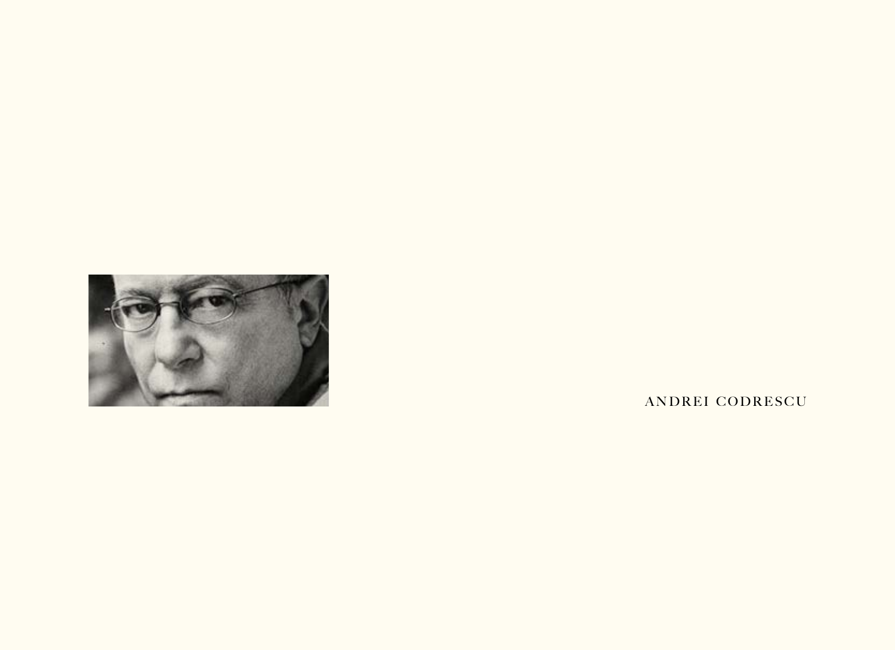ANDREI CODRESCU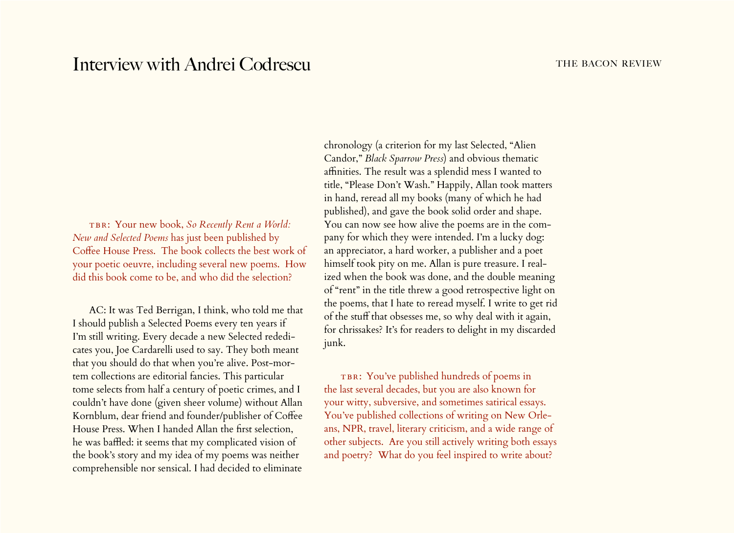# Interview with Andrei Codrescu

TBR: Your new book, *So Recently Rent a World: New and Selected Poems* has just been published by Coffee House Press. The book collects the best work of your poetic oeuvre, including several new poems. How did this book come to be, and who did the selection?

AC: It was Ted Berrigan, I think, who told me that I should publish a Selected Poems every ten years if I'm still writing. Every decade a new Selected rededicates you, Joe Cardarelli used to say. They both meant that you should do that when you're alive. Post-mortem collections are editorial fancies. This particular tome selects from half a century of poetic crimes, and I couldn't have done (given sheer volume) without Allan Kornblum, dear friend and founder/publisher of Coffee House Press. When I handed Allan the first selection, he was baffled: it seems that my complicated vision of the book's story and my idea of my poems was neither comprehensible nor sensical. I had decided to eliminate chronology (a criterion for my last Selected, "Alien Candor," *Black Sparrow Press*) and obvious thematic affinities. The result was a splendid mess I wanted to title, "Please Don't Wash." Happily, Allan took matters in hand, reread all my books (many of which he had published), and gave the book solid order and shape. You can now see how alive the poems are in the company for which they were intended. I'm a lucky dog: an appreciator, a hard worker, a publisher and a poet himself took pity on me. Allan is pure treasure. I realized when the book was done, and the double meaning of "rent" in the title threw a good retrospective light on the poems, that I hate to reread myself. I write to get rid of the stuff that obsesses me, so why deal with it again, for chrissakes? It's for readers to delight in my discarded junk.

TBR: You've published hundreds of poems in the last several decades, but you are also known for your witty, subversive, and sometimes satirical essays. You've published collections of writing on New Orleans, NPR, travel, literary criticism, and a wide range of other subjects. Are you still actively writing both essays and poetry? What do you feel inspired to write about?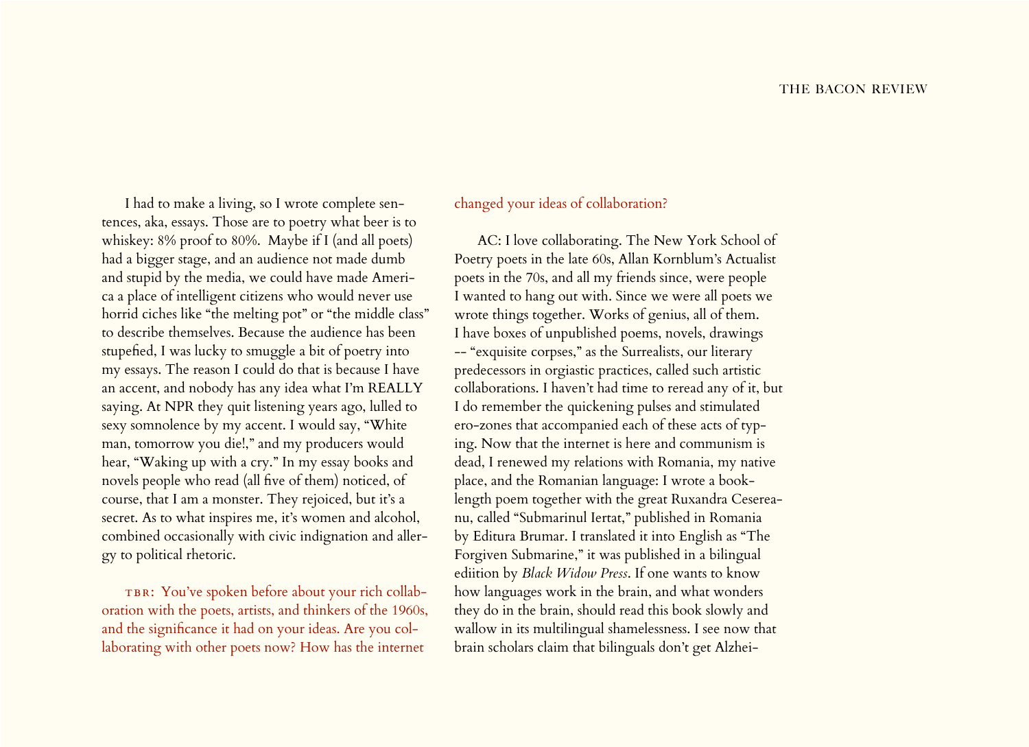I had to make a living, so I wrote complete sentences, aka, essays. Those are to poetry what beer is to whiskey: 8% proof to 80%.  Maybe if I (and all poets) had a bigger stage, and an audience not made dumb and stupid by the media, we could have made America a place of intelligent citizens who would never use horrid ciches like "the melting pot" or "the middle class" to describe themselves. Because the audience has been stupefied, I was lucky to smuggle a bit of poetry into my essays. The reason I could do that is because I have an accent, and nobody has any idea what I'm REALLY saying. At NPR they quit listening years ago, lulled to sexy somnolence by my accent. I would say, "White man, tomorrow you die!," and my producers would hear, "Waking up with a cry." In my essay books and novels people who read (all five of them) noticed, of course, that I am a monster. They rejoiced, but it's a secret. As to what inspires me, it's women and alcohol, combined occasionally with civic indignation and allergy to political rhetoric.

TBR: You've spoken before about your rich collaboration with the poets, artists, and thinkers of the 1960s, and the significance it had on your ideas. Are you collaborating with other poets now? How has the internet changed your ideas of collaboration?

AC: I love collaborating. The New York School of Poetry poets in the late 60s, Allan Kornblum's Actualist poets in the 70s, and all my friends since, were people I wanted to hang out with. Since we were all poets we wrote things together. Works of genius, all of them. I have boxes of unpublished poems, novels, drawings -- "exquisite corpses," as the Surrealists, our literary predecessors in orgiastic practices, called such artistic collaborations. I haven't had time to reread any of it, but I do remember the quickening pulses and stimulated ero-zones that accompanied each of these acts of typing. Now that the internet is here and communism is dead, I renewed my relations with Romania, my native place, and the Romanian language: I wrote a book-length poem together with the great Ruxandra Cesereanu, called "Submarinul Iertat," published in Romania by Editura Brumar. I translated it into English as "The Forgiven Submarine," it was published in a bilingual ediition by *Black Widow Press*. If one wants to know how languages work in the brain, and what wonders they do in the brain, should read this book slowly and wallow in its multilingual shamelessness. I see now that brain scholars claim that bilinguals don't get Alzhei-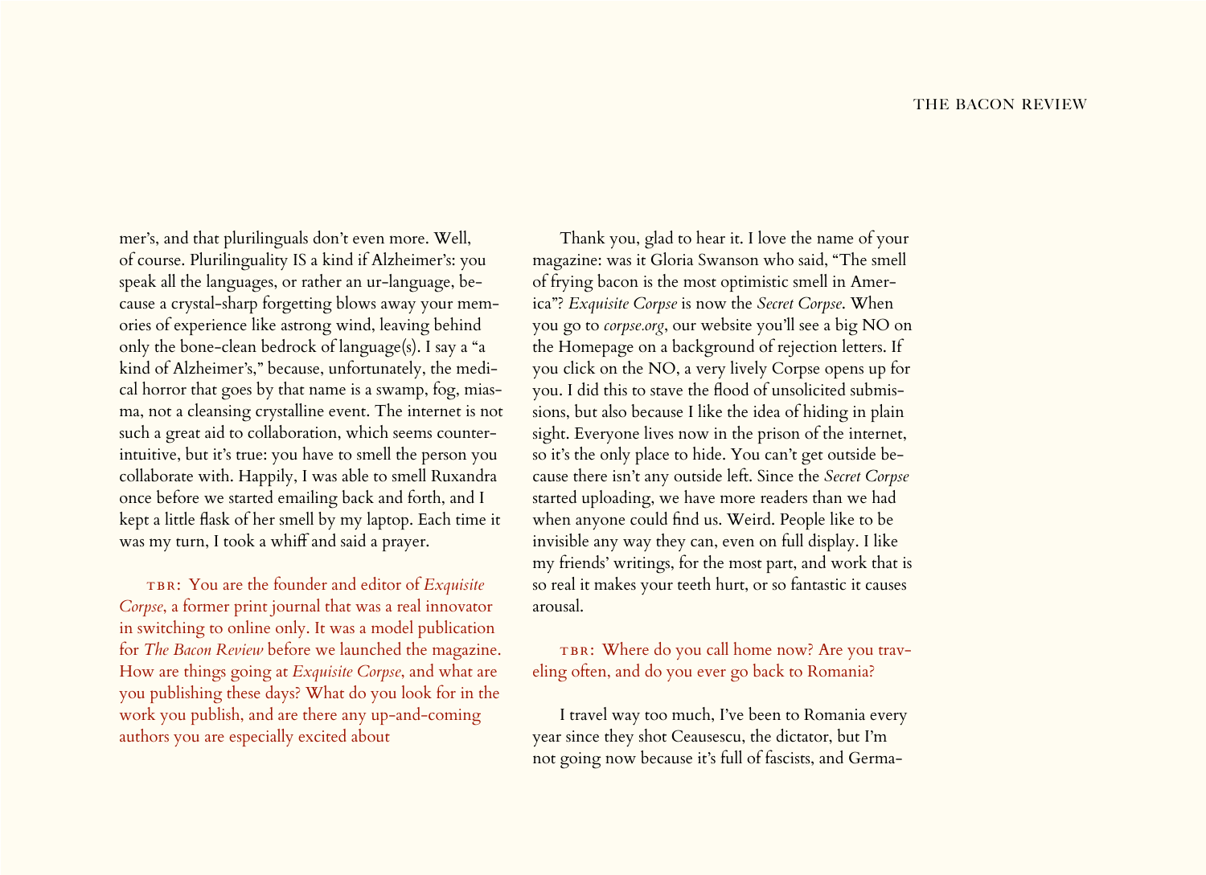mer's, and that plurilinguals don't even more. Well, of course. Plurilinguality IS a kind if Alzheimer's: you speak all the languages, or rather an ur-language, because a crystal-sharp forgetting blows away your memories of experience like astrong wind, leaving behind only the bone-clean bedrock of language(s). I say a "a kind of Alzheimer's," because, unfortunately, the medical horror that goes by that name is a swamp, fog, miasma, not a cleansing crystalline event. The internet is not such a great aid to collaboration, which seems counterintuitive, but it's true: you have to smell the person you collaborate with. Happily, I was able to smell Ruxandra once before we started emailing back and forth, and I kept a little flask of her smell by my laptop. Each time it was my turn, I took a whiff and said a prayer.

TBR: You are the founder and editor of *Exquisite Corpse*, a former print journal that was a real innovator in switching to online only. It was a model publication for *The Bacon Review* before we launched the magazine. How are things going at *Exquisite Corpse*, and what are you publishing these days? What do you look for in the work you publish, and are there any up-and-coming authors you are especially excited about

Thank you, glad to hear it. I love the name of your magazine: was it Gloria Swanson who said, "The smell of frying bacon is the most optimistic smell in America"? *Exquisite Corpse* is now the *Secret Corpse*. When you go to *corpse.org*, our website you'll see a big NO on the Homepage on a background of rejection letters. If you click on the NO, a very lively Corpse opens up for you. I did this to stave the flood of unsolicited submissions, but also because I like the idea of hiding in plain sight. Everyone lives now in the prison of the internet, so it's the only place to hide. You can't get outside because there isn't any outside left. Since the *Secret Corpse* started uploading, we have more readers than we had when anyone could find us. Weird. People like to be invisible any way they can, even on full display. I like my friends' writings, for the most part, and work that is so real it makes your teeth hurt, or so fantastic it causes arousal.

TBR: Where do you call home now? Are you traveling often, and do you ever go back to Romania?

I travel way too much, I've been to Romania every year since they shot Ceausescu, the dictator, but I'm not going now because it's full of fascists, and Germa-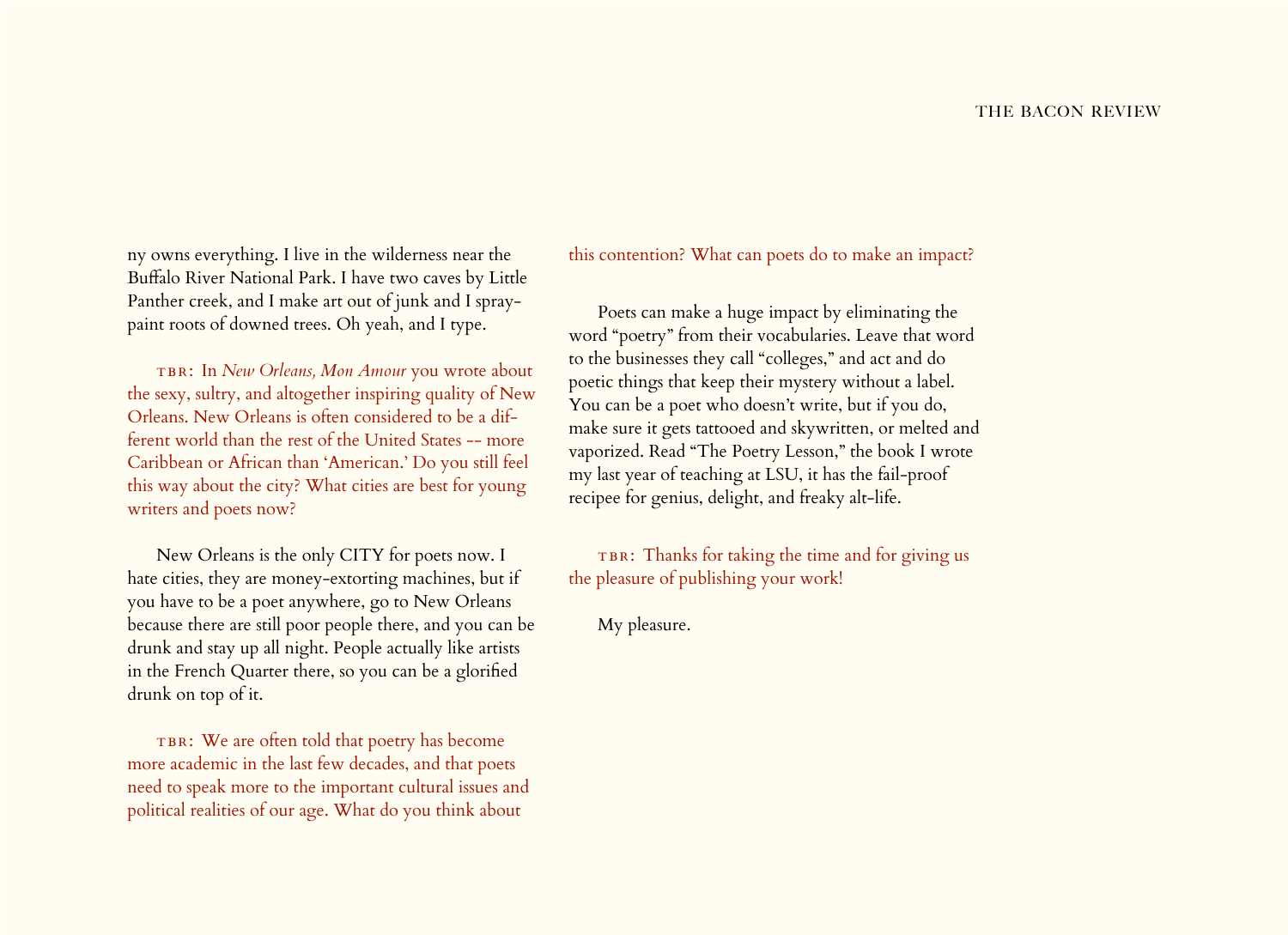ny owns everything. I live in the wilderness near the Buffalo River National Park. I have two caves by Little Panther creek, and I make art out of junk and I spray-paint roots of downed trees. Oh yeah, and I type.

TBR: In *New Orleans, Mon Amour* you wrote about the sexy, sultry, and altogether inspiring quality of New Orleans. New Orleans is often considered to be a different world than the rest of the United States -- more Caribbean or African than 'American.' Do you still feel this way about the city? What cities are best for young writers and poets now?

New Orleans is the only CITY for poets now. I hate cities, they are money-extorting machines, but if you have to be a poet anywhere, go to New Orleans because there are still poor people there, and you can be drunk and stay up all night. People actually like artists in the French Quarter there, so you can be a glorified drunk on top of it.

TBR: We are often told that poetry has become more academic in the last few decades, and that poets need to speak more to the important cultural issues and political realities of our age. What do you think about this contention? What can poets do to make an impact?

Poets can make a huge impact by eliminating the word "poetry" from their vocabularies. Leave that word to the businesses they call "colleges," and act and do poetic things that keep their mystery without a label. You can be a poet who doesn't write, but if you do, make sure it gets tattooed and skywritten, or melted and vaporized. Read "The Poetry Lesson," the book I wrote my last year of teaching at LSU, it has the fail-proof recipee for genius, delight, and freaky alt-life.

TBR: Thanks for taking the time and for giving us the pleasure of publishing your work!

My pleasure.